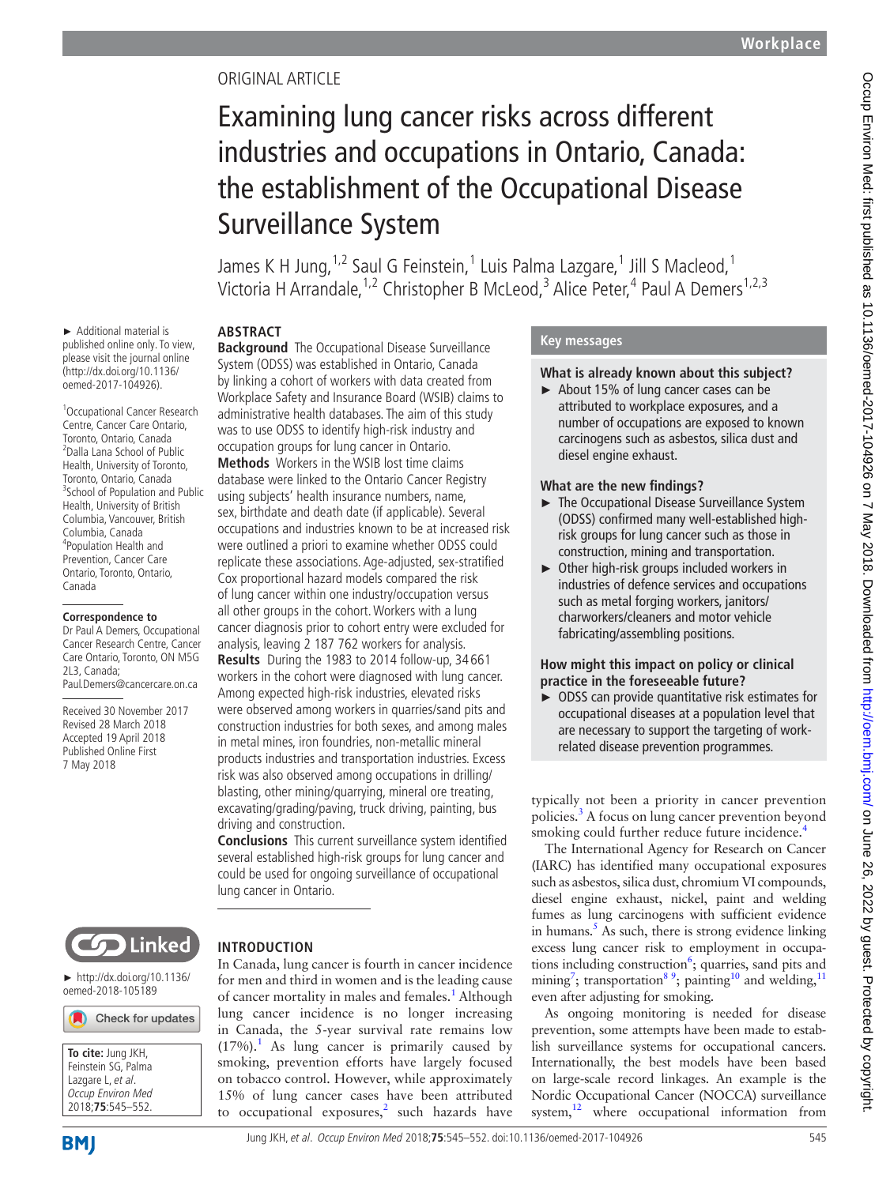ORIGINAL ARTICLE

# Examining lung cancer risks across different industries and occupations in Ontario, Canada: the establishment of the Occupational Disease Surveillance System

James K H Jung,[1,2] Saul G Feinstein,[1] Luis Palma Lazgare,[1] Jill S Macleod,[1] Victoria H Arrandale,[1,2] Christopher B McLeod,[3] Alice Peter,[4] Paul A Demers[1,2,3]

► Additional material is published online only. To view, please visit the journal online (http://dx.doi.org/10.1136/oemed-2017-104926).

[1]Occupational Cancer Research Centre, Cancer Care Ontario, Toronto, Ontario, Canada
[2]Dalla Lana School of Public Health, University of Toronto, Toronto, Ontario, Canada
[3]School of Population and Public Health, University of British Columbia, Vancouver, British Columbia, Canada
[4]Population Health and Prevention, Cancer Care Ontario, Toronto, Ontario, Canada

**Correspondence to**
Dr Paul A Demers, Occupational Cancer Research Centre, Cancer Care Ontario, Toronto, ON M5G 2L3, Canada; Paul.Demers@cancercare.on.ca

Received 30 November 2017
Revised 28 March 2018
Accepted 19 April 2018
Published Online First 7 May 2018

► http://dx.doi.org/10.1136/oemed-2018-105189

**To cite:** Jung JKH, Feinstein SG, Palma Lazgare L, *et al*. *Occup Environ Med* 2018;**75**:545–552.

## ABSTRACT

**Background** The Occupational Disease Surveillance System (ODSS) was established in Ontario, Canada by linking a cohort of workers with data created from Workplace Safety and Insurance Board (WSIB) claims to administrative health databases. The aim of this study was to use ODSS to identify high-risk industry and occupation groups for lung cancer in Ontario.

**Methods** Workers in the WSIB lost time claims database were linked to the Ontario Cancer Registry using subjects' health insurance numbers, name, sex, birthdate and death date (if applicable). Several occupations and industries known to be at increased risk were outlined a priori to examine whether ODSS could replicate these associations. Age-adjusted, sex-stratified Cox proportional hazard models compared the risk of lung cancer within one industry/occupation versus all other groups in the cohort. Workers with a lung cancer diagnosis prior to cohort entry were excluded for analysis, leaving 2 187 762 workers for analysis.

**Results** During the 1983 to 2014 follow-up, 34 661 workers in the cohort were diagnosed with lung cancer. Among expected high-risk industries, elevated risks were observed among workers in quarries/sand pits and construction industries for both sexes, and among males in metal mines, iron foundries, non-metallic mineral products industries and transportation industries. Excess risk was also observed among occupations in drilling/blasting, other mining/quarrying, mineral ore treating, excavating/grading/paving, truck driving, painting, bus driving and construction.

**Conclusions** This current surveillance system identified several established high-risk groups for lung cancer and could be used for ongoing surveillance of occupational lung cancer in Ontario.

## Key messages

### What is already known about this subject?

- About 15% of lung cancer cases can be attributed to workplace exposures, and a number of occupations are exposed to known carcinogens such as asbestos, silica dust and diesel engine exhaust.

### What are the new findings?

- The Occupational Disease Surveillance System (ODSS) confirmed many well-established high-risk groups for lung cancer such as those in construction, mining and transportation.
- Other high-risk groups included workers in industries of defence services and occupations such as metal forging workers, janitors/charworkers/cleaners and motor vehicle fabricating/assembling positions.

### How might this impact on policy or clinical practice in the foreseeable future?

- ODSS can provide quantitative risk estimates for occupational diseases at a population level that are necessary to support the targeting of work-related disease prevention programmes.

## INTRODUCTION

In Canada, lung cancer is fourth in cancer incidence for men and third in women and is the leading cause of cancer mortality in males and females.[1] Although lung cancer incidence is no longer increasing in Canada, the 5-year survival rate remains low (17%).[1] As lung cancer is primarily caused by smoking, prevention efforts have largely focused on tobacco control. However, while approximately 15% of lung cancer cases have been attributed to occupational exposures,[2] such hazards have typically not been a priority in cancer prevention policies.[3] A focus on lung cancer prevention beyond smoking could further reduce future incidence.[4]

The International Agency for Research on Cancer (IARC) has identified many occupational exposures such as asbestos, silica dust, chromium VI compounds, diesel engine exhaust, nickel, paint and welding fumes as lung carcinogens with sufficient evidence in humans.[5] As such, there is strong evidence linking excess lung cancer risk to employment in occupations including construction[6]; quarries, sand pits and mining[7]; transportation[8 9]; painting[10] and welding,[11] even after adjusting for smoking.

As ongoing monitoring is needed for disease prevention, some attempts have been made to establish surveillance systems for occupational cancers. Internationally, the best models have been based on large-scale record linkages. An example is the Nordic Occupational Cancer (NOCCA) surveillance system,[12] where occupational information from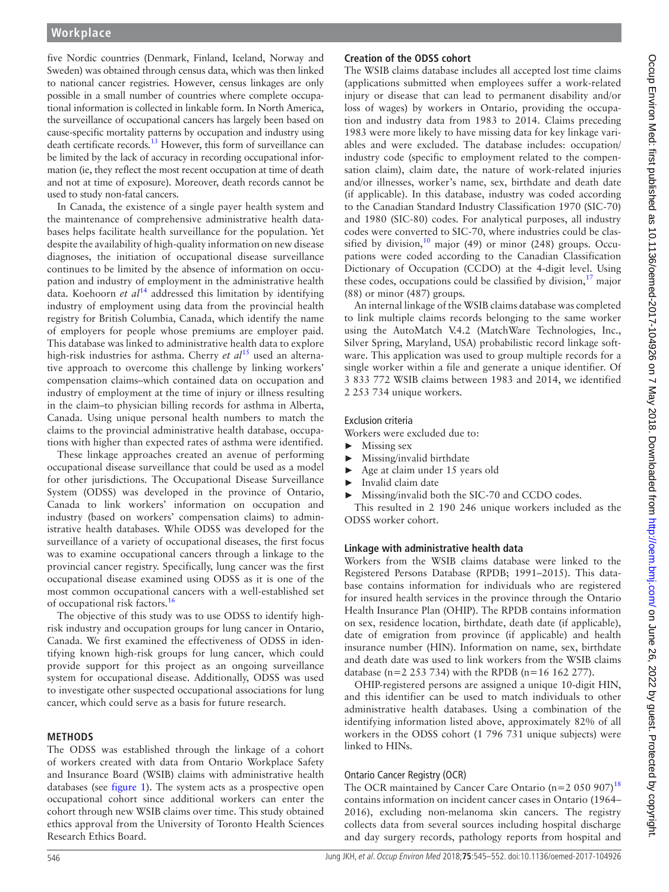five Nordic countries (Denmark, Finland, Iceland, Norway and Sweden) was obtained through census data, which was then linked to national cancer registries. However, census linkages are only possible in a small number of countries where complete occupational information is collected in linkable form. In North America, the surveillance of occupational cancers has largely been based on cause-specific mortality patterns by occupation and industry using death certificate records.[13] However, this form of surveillance can be limited by the lack of accuracy in recording occupational information (ie, they reflect the most recent occupation at time of death and not at time of exposure). Moreover, death records cannot be used to study non-fatal cancers.

In Canada, the existence of a single payer health system and the maintenance of comprehensive administrative health databases helps facilitate health surveillance for the population. Yet despite the availability of high-quality information on new disease diagnoses, the initiation of occupational disease surveillance continues to be limited by the absence of information on occupation and industry of employment in the administrative health data. Koehoorn *et al*[14] addressed this limitation by identifying industry of employment using data from the provincial health registry for British Columbia, Canada, which identify the name of employers for people whose premiums are employer paid. This database was linked to administrative health data to explore high-risk industries for asthma. Cherry *et al*[15] used an alternative approach to overcome this challenge by linking workers' compensation claims–which contained data on occupation and industry of employment at the time of injury or illness resulting in the claim–to physician billing records for asthma in Alberta, Canada. Using unique personal health numbers to match the claims to the provincial administrative health database, occupations with higher than expected rates of asthma were identified.

These linkage approaches created an avenue of performing occupational disease surveillance that could be used as a model for other jurisdictions. The Occupational Disease Surveillance System (ODSS) was developed in the province of Ontario, Canada to link workers' information on occupation and industry (based on workers' compensation claims) to administrative health databases. While ODSS was developed for the surveillance of a variety of occupational diseases, the first focus was to examine occupational cancers through a linkage to the provincial cancer registry. Specifically, lung cancer was the first occupational disease examined using ODSS as it is one of the most common occupational cancers with a well-established set of occupational risk factors.[16]

The objective of this study was to use ODSS to identify high-risk industry and occupation groups for lung cancer in Ontario, Canada. We first examined the effectiveness of ODSS in identifying known high-risk groups for lung cancer, which could provide support for this project as an ongoing surveillance system for occupational disease. Additionally, ODSS was used to investigate other suspected occupational associations for lung cancer, which could serve as a basis for future research.

## METHODS

The ODSS was established through the linkage of a cohort of workers created with data from Ontario Workplace Safety and Insurance Board (WSIB) claims with administrative health databases (see figure 1). The system acts as a prospective open occupational cohort since additional workers can enter the cohort through new WSIB claims over time. This study obtained ethics approval from the University of Toronto Health Sciences Research Ethics Board.

### Creation of the ODSS cohort

The WSIB claims database includes all accepted lost time claims (applications submitted when employees suffer a work-related injury or disease that can lead to permanent disability and/or loss of wages) by workers in Ontario, providing the occupation and industry data from 1983 to 2014. Claims preceding 1983 were more likely to have missing data for key linkage variables and were excluded. The database includes: occupation/industry code (specific to employment related to the compensation claim), claim date, the nature of work-related injuries and/or illnesses, worker's name, sex, birthdate and death date (if applicable). In this database, industry was coded according to the Canadian Standard Industry Classification 1970 (SIC-70) and 1980 (SIC-80) codes. For analytical purposes, all industry codes were converted to SIC-70, where industries could be classified by division,[10] major (49) or minor (248) groups. Occupations were coded according to the Canadian Classification Dictionary of Occupation (CCDO) at the 4-digit level. Using these codes, occupations could be classified by division,[17] major (88) or minor (487) groups.

An internal linkage of the WSIB claims database was completed to link multiple claims records belonging to the same worker using the AutoMatch V.4.2 (MatchWare Technologies, Inc., Silver Spring, Maryland, USA) probabilistic record linkage software. This application was used to group multiple records for a single worker within a file and generate a unique identifier. Of 3 833 772 WSIB claims between 1983 and 2014, we identified 2 253 734 unique workers.

#### Exclusion criteria

Workers were excluded due to:

- Missing sex
- Missing/invalid birthdate
- Age at claim under 15 years old
- Invalid claim date
- Missing/invalid both the SIC-70 and CCDO codes.

This resulted in 2 190 246 unique workers included as the ODSS worker cohort.

### Linkage with administrative health data

Workers from the WSIB claims database were linked to the Registered Persons Database (RPDB; 1991–2015). This database contains information for individuals who are registered for insured health services in the province through the Ontario Health Insurance Plan (OHIP). The RPDB contains information on sex, residence location, birthdate, death date (if applicable), date of emigration from province (if applicable) and health insurance number (HIN). Information on name, sex, birthdate and death date was used to link workers from the WSIB claims database (n=2 253 734) with the RPDB (n=16 162 277).

OHIP-registered persons are assigned a unique 10-digit HIN, and this identifier can be used to match individuals to other administrative health databases. Using a combination of the identifying information listed above, approximately 82% of all workers in the ODSS cohort (1 796 731 unique subjects) were linked to HINs.

#### Ontario Cancer Registry (OCR)

The OCR maintained by Cancer Care Ontario (n=2 050 907)[18] contains information on incident cancer cases in Ontario (1964–2016), excluding non-melanoma skin cancers. The registry collects data from several sources including hospital discharge and day surgery records, pathology reports from hospital and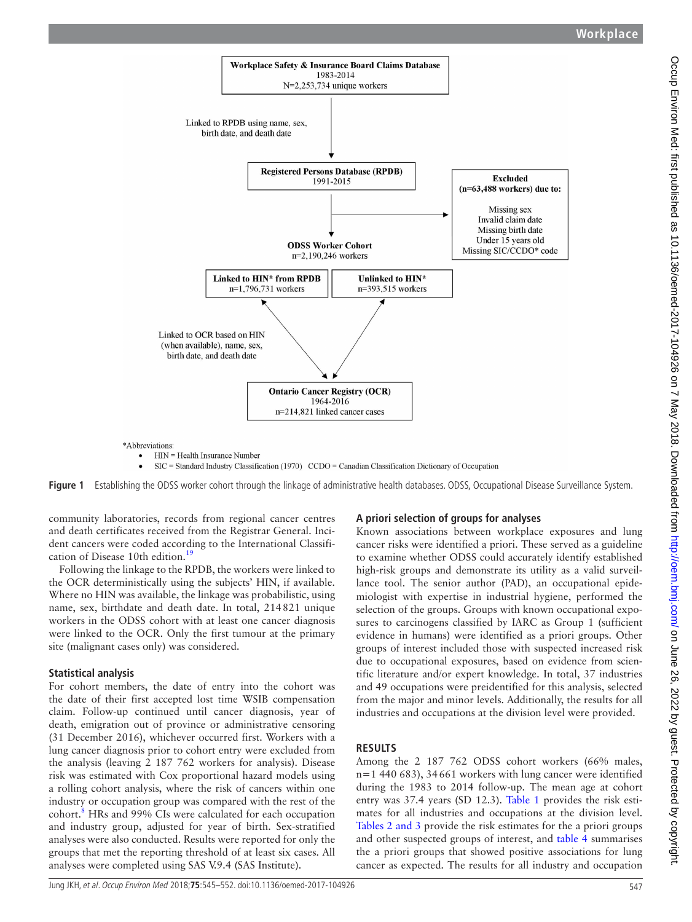**Workplace Safety & Insurance Board Claims Database**
1983-2014
N=2,253,734 unique workers

Linked to RPDB using name, sex, birth date, and death date

**Registered Persons Database (RPDB)**
1991-2015

**Excluded (n=63,488 workers) due to:**

Missing sex
Invalid claim date
Missing birth date
Under 15 years old
Missing SIC/CCDO* code

**ODSS Worker Cohort**
n=2,190,246 workers

**Linked to HIN* from RPDB**
n=1,796,731 workers

**Unlinked to HIN***
n=393,515 workers

Linked to OCR based on HIN (when available), name, sex, birth date, and death date

**Ontario Cancer Registry (OCR)**
1964-2016
n=214,821 linked cancer cases

*Abbreviations:

- HIN = Health Insurance Number
- SIC = Standard Industry Classification (1970) CCDO = Canadian Classification Dictionary of Occupation

**Figure 1** Establishing the ODSS worker cohort through the linkage of administrative health databases. ODSS, Occupational Disease Surveillance System.

community laboratories, records from regional cancer centres and death certificates received from the Registrar General. Incident cancers were coded according to the International Classification of Disease 10th edition.[19]

Following the linkage to the RPDB, the workers were linked to the OCR deterministically using the subjects' HIN, if available. Where no HIN was available, the linkage was probabilistic, using name, sex, birthdate and death date. In total, 214 821 unique workers in the ODSS cohort with at least one cancer diagnosis were linked to the OCR. Only the first tumour at the primary site (malignant cases only) was considered.

## Statistical analysis

For cohort members, the date of entry into the cohort was the date of their first accepted lost time WSIB compensation claim. Follow-up continued until cancer diagnosis, year of death, emigration out of province or administrative censoring (31 December 2016), whichever occurred first. Workers with a lung cancer diagnosis prior to cohort entry were excluded from the analysis (leaving 2 187 762 workers for analysis). Disease risk was estimated with Cox proportional hazard models using a rolling cohort analysis, where the risk of cancers within one industry or occupation group was compared with the rest of the cohort.[8] HRs and 99% CIs were calculated for each occupation and industry group, adjusted for year of birth. Sex-stratified analyses were also conducted. Results were reported for only the groups that met the reporting threshold of at least six cases. All analyses were completed using SAS V.9.4 (SAS Institute).

## A priori selection of groups for analyses

Known associations between workplace exposures and lung cancer risks were identified a priori. These served as a guideline to examine whether ODSS could accurately identify established high-risk groups and demonstrate its utility as a valid surveillance tool. The senior author (PAD), an occupational epidemiologist with expertise in industrial hygiene, performed the selection of the groups. Groups with known occupational exposures to carcinogens classified by IARC as Group 1 (sufficient evidence in humans) were identified as a priori groups. Other groups of interest included those with suspected increased risk due to occupational exposures, based on evidence from scientific literature and/or expert knowledge. In total, 37 industries and 49 occupations were preidentified for this analysis, selected from the major and minor levels. Additionally, the results for all industries and occupations at the division level were provided.

# RESULTS

Among the 2 187 762 ODSS cohort workers (66% males, n=1 440 683), 34 661 workers with lung cancer were identified during the 1983 to 2014 follow-up. The mean age at cohort entry was 37.4 years (SD 12.3). Table 1 provides the risk estimates for all industries and occupations at the division level. Tables 2 and 3 provide the risk estimates for the a priori groups and other suspected groups of interest, and table 4 summarises the a priori groups that showed positive associations for lung cancer as expected. The results for all industry and occupation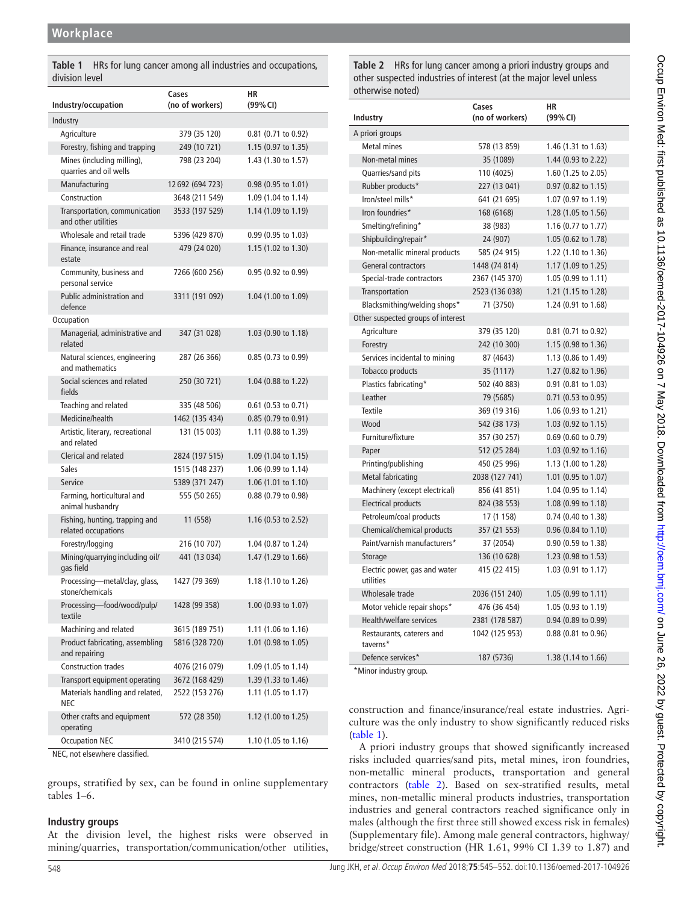**Table 1** HRs for lung cancer among all industries and occupations, division level

| Industry/occupation | Cases (no of workers) | HR (99% CI) |
|---|---|---|
| Industry | | |
| Agriculture | 379 (35 120) | 0.81 (0.71 to 0.92) |
| Forestry, fishing and trapping | 249 (10 721) | 1.15 (0.97 to 1.35) |
| Mines (including milling), quarries and oil wells | 798 (23 204) | 1.43 (1.30 to 1.57) |
| Manufacturing | 12 692 (694 723) | 0.98 (0.95 to 1.01) |
| Construction | 3648 (211 549) | 1.09 (1.04 to 1.14) |
| Transportation, communication and other utilities | 3533 (197 529) | 1.14 (1.09 to 1.19) |
| Wholesale and retail trade | 5396 (429 870) | 0.99 (0.95 to 1.03) |
| Finance, insurance and real estate | 479 (24 020) | 1.15 (1.02 to 1.30) |
| Community, business and personal service | 7266 (600 256) | 0.95 (0.92 to 0.99) |
| Public administration and defence | 3311 (191 092) | 1.04 (1.00 to 1.09) |
| Occupation | | |
| Managerial, administrative and related | 347 (31 028) | 1.03 (0.90 to 1.18) |
| Natural sciences, engineering and mathematics | 287 (26 366) | 0.85 (0.73 to 0.99) |
| Social sciences and related fields | 250 (30 721) | 1.04 (0.88 to 1.22) |
| Teaching and related | 335 (48 506) | 0.61 (0.53 to 0.71) |
| Medicine/health | 1462 (135 434) | 0.85 (0.79 to 0.91) |
| Artistic, literary, recreational and related | 131 (15 003) | 1.11 (0.88 to 1.39) |
| Clerical and related | 2824 (197 515) | 1.09 (1.04 to 1.15) |
| Sales | 1515 (148 237) | 1.06 (0.99 to 1.14) |
| Service | 5389 (371 247) | 1.06 (1.01 to 1.10) |
| Farming, horticultural and animal husbandry | 555 (50 265) | 0.88 (0.79 to 0.98) |
| Fishing, hunting, trapping and related occupations | 11 (558) | 1.16 (0.53 to 2.52) |
| Forestry/logging | 216 (10 707) | 1.04 (0.87 to 1.24) |
| Mining/quarrying including oil/gas field | 441 (13 034) | 1.47 (1.29 to 1.66) |
| Processing—metal/clay, glass, stone/chemicals | 1427 (79 369) | 1.18 (1.10 to 1.26) |
| Processing—food/wood/pulp/textile | 1428 (99 358) | 1.00 (0.93 to 1.07) |
| Machining and related | 3615 (189 751) | 1.11 (1.06 to 1.16) |
| Product fabricating, assembling and repairing | 5816 (328 720) | 1.01 (0.98 to 1.05) |
| Construction trades | 4076 (216 079) | 1.09 (1.05 to 1.14) |
| Transport equipment operating | 3672 (168 429) | 1.39 (1.33 to 1.46) |
| Materials handling and related, NEC | 2522 (153 276) | 1.11 (1.05 to 1.17) |
| Other crafts and equipment operating | 572 (28 350) | 1.12 (1.00 to 1.25) |
| Occupation NEC | 3410 (215 574) | 1.10 (1.05 to 1.16) |

NEC, not elsewhere classified.

groups, stratified by sex, can be found in online supplementary tables 1–6.

### Industry groups

At the division level, the highest risks were observed in mining/quarries, transportation/communication/other utilities, construction and finance/insurance/real estate industries. Agriculture was the only industry to show significantly reduced risks (table 1).

**Table 2** HRs for lung cancer among a priori industry groups and other suspected industries of interest (at the major level unless otherwise noted)

| Industry | Cases (no of workers) | HR (99% CI) |
|---|---|---|
| A priori groups | | |
| Metal mines | 578 (13 859) | 1.46 (1.31 to 1.63) |
| Non-metal mines | 35 (1089) | 1.44 (0.93 to 2.22) |
| Quarries/sand pits | 110 (4025) | 1.60 (1.25 to 2.05) |
| Rubber products* | 227 (13 041) | 0.97 (0.82 to 1.15) |
| Iron/steel mills* | 641 (21 695) | 1.07 (0.97 to 1.19) |
| Iron foundries* | 168 (6168) | 1.28 (1.05 to 1.56) |
| Smelting/refining* | 38 (983) | 1.16 (0.77 to 1.77) |
| Shipbuilding/repair* | 24 (907) | 1.05 (0.62 to 1.78) |
| Non-metallic mineral products | 585 (24 915) | 1.22 (1.10 to 1.36) |
| General contractors | 1448 (74 814) | 1.17 (1.09 to 1.25) |
| Special-trade contractors | 2367 (145 370) | 1.05 (0.99 to 1.11) |
| Transportation | 2523 (136 038) | 1.21 (1.15 to 1.28) |
| Blacksmithing/welding shops* | 71 (3750) | 1.24 (0.91 to 1.68) |
| Other suspected groups of interest | | |
| Agriculture | 379 (35 120) | 0.81 (0.71 to 0.92) |
| Forestry | 242 (10 300) | 1.15 (0.98 to 1.36) |
| Services incidental to mining | 87 (4643) | 1.13 (0.86 to 1.49) |
| Tobacco products | 35 (1117) | 1.27 (0.82 to 1.96) |
| Plastics fabricating* | 502 (40 883) | 0.91 (0.81 to 1.03) |
| Leather | 79 (5685) | 0.71 (0.53 to 0.95) |
| Textile | 369 (19 316) | 1.06 (0.93 to 1.21) |
| Wood | 542 (38 173) | 1.03 (0.92 to 1.15) |
| Furniture/fixture | 357 (30 257) | 0.69 (0.60 to 0.79) |
| Paper | 512 (25 284) | 1.03 (0.92 to 1.16) |
| Printing/publishing | 450 (25 996) | 1.13 (1.00 to 1.28) |
| Metal fabricating | 2038 (127 741) | 1.01 (0.95 to 1.07) |
| Machinery (except electrical) | 856 (41 851) | 1.04 (0.95 to 1.14) |
| Electrical products | 824 (38 553) | 1.08 (0.99 to 1.18) |
| Petroleum/coal products | 17 (1 158) | 0.74 (0.40 to 1.38) |
| Chemical/chemical products | 357 (21 553) | 0.96 (0.84 to 1.10) |
| Paint/varnish manufacturers* | 37 (2054) | 0.90 (0.59 to 1.38) |
| Storage | 136 (10 628) | 1.23 (0.98 to 1.53) |
| Electric power, gas and water utilities | 415 (22 415) | 1.03 (0.91 to 1.17) |
| Wholesale trade | 2036 (151 240) | 1.05 (0.99 to 1.11) |
| Motor vehicle repair shops* | 476 (36 454) | 1.05 (0.93 to 1.19) |
| Health/welfare services | 2381 (178 587) | 0.94 (0.89 to 0.99) |
| Restaurants, caterers and taverns* | 1042 (125 953) | 0.88 (0.81 to 0.96) |
| Defence services* | 187 (5736) | 1.38 (1.14 to 1.66) |

*Minor industry group.

A priori industry groups that showed significantly increased risks included quarries/sand pits, metal mines, iron foundries, non-metallic mineral products, transportation and general contractors (table 2). Based on sex-stratified results, metal mines, non-metallic mineral products industries, transportation industries and general contractors reached significance only in males (although the first three still showed excess risk in females) (Supplementary file). Among male general contractors, highway/bridge/street construction (HR 1.61, 99% CI 1.39 to 1.87) and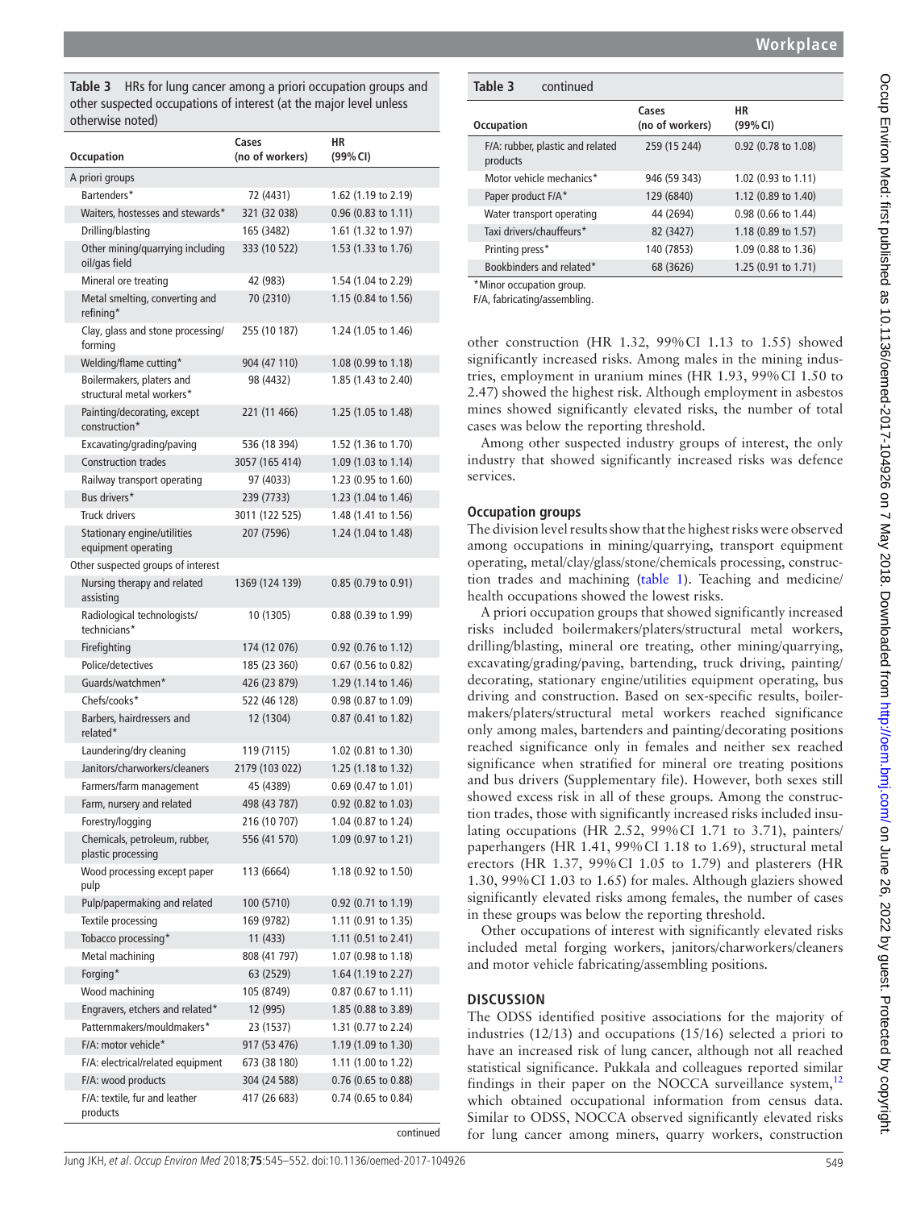**Table 3** HRs for lung cancer among a priori occupation groups and other suspected occupations of interest (at the major level unless otherwise noted)

| Occupation | Cases (no of workers) | HR (99% CI) |
|---|---|---|
| A priori groups | | |
| Bartenders* | 72 (4431) | 1.62 (1.19 to 2.19) |
| Waiters, hostesses and stewards* | 321 (32 038) | 0.96 (0.83 to 1.11) |
| Drilling/blasting | 165 (3482) | 1.61 (1.32 to 1.97) |
| Other mining/quarrying including oil/gas field | 333 (10 522) | 1.53 (1.33 to 1.76) |
| Mineral ore treating | 42 (983) | 1.54 (1.04 to 2.29) |
| Metal smelting, converting and refining* | 70 (2310) | 1.15 (0.84 to 1.56) |
| Clay, glass and stone processing/forming | 255 (10 187) | 1.24 (1.05 to 1.46) |
| Welding/flame cutting* | 904 (47 110) | 1.08 (0.99 to 1.18) |
| Boilermakers, platers and structural metal workers* | 98 (4432) | 1.85 (1.43 to 2.40) |
| Painting/decorating, except construction* | 221 (11 466) | 1.25 (1.05 to 1.48) |
| Excavating/grading/paving | 536 (18 394) | 1.52 (1.36 to 1.70) |
| Construction trades | 3057 (165 414) | 1.09 (1.03 to 1.14) |
| Railway transport operating | 97 (4033) | 1.23 (0.95 to 1.60) |
| Bus drivers* | 239 (7733) | 1.23 (1.04 to 1.46) |
| Truck drivers | 3011 (122 525) | 1.48 (1.41 to 1.56) |
| Stationary engine/utilities equipment operating | 207 (7596) | 1.24 (1.04 to 1.48) |
| Other suspected groups of interest | | |
| Nursing therapy and related assisting | 1369 (124 139) | 0.85 (0.79 to 0.91) |
| Radiological technologists/technicians* | 10 (1305) | 0.88 (0.39 to 1.99) |
| Firefighting | 174 (12 076) | 0.92 (0.76 to 1.12) |
| Police/detectives | 185 (23 360) | 0.67 (0.56 to 0.82) |
| Guards/watchmen* | 426 (23 879) | 1.29 (1.14 to 1.46) |
| Chefs/cooks* | 522 (46 128) | 0.98 (0.87 to 1.09) |
| Barbers, hairdressers and related* | 12 (1304) | 0.87 (0.41 to 1.82) |
| Laundering/dry cleaning | 119 (7115) | 1.02 (0.81 to 1.30) |
| Janitors/charworkers/cleaners | 2179 (103 022) | 1.25 (1.18 to 1.32) |
| Farmers/farm management | 45 (4389) | 0.69 (0.47 to 1.01) |
| Farm, nursery and related | 498 (43 787) | 0.92 (0.82 to 1.03) |
| Forestry/logging | 216 (10 707) | 1.04 (0.87 to 1.24) |
| Chemicals, petroleum, rubber, plastic processing | 556 (41 570) | 1.09 (0.97 to 1.21) |
| Wood processing except paper pulp | 113 (6664) | 1.18 (0.92 to 1.50) |
| Pulp/papermaking and related | 100 (5710) | 0.92 (0.71 to 1.19) |
| Textile processing | 169 (9782) | 1.11 (0.91 to 1.35) |
| Tobacco processing* | 11 (433) | 1.11 (0.51 to 2.41) |
| Metal machining | 808 (41 797) | 1.07 (0.98 to 1.18) |
| Forging* | 63 (2529) | 1.64 (1.19 to 2.27) |
| Wood machining | 105 (8749) | 0.87 (0.67 to 1.11) |
| Engravers, etchers and related* | 12 (995) | 1.85 (0.88 to 3.89) |
| Patternmakers/mouldmakers* | 23 (1537) | 1.31 (0.77 to 2.24) |
| F/A: motor vehicle* | 917 (53 476) | 1.19 (1.09 to 1.30) |
| F/A: electrical/related equipment | 673 (38 180) | 1.11 (1.00 to 1.22) |
| F/A: wood products | 304 (24 588) | 0.76 (0.65 to 0.88) |
| F/A: textile, fur and leather products | 417 (26 683) | 0.74 (0.65 to 0.84) |
| F/A: rubber, plastic and related products | 259 (15 244) | 0.92 (0.78 to 1.08) |
| Motor vehicle mechanics* | 946 (59 343) | 1.02 (0.93 to 1.11) |
| Paper product F/A* | 129 (6840) | 1.12 (0.89 to 1.40) |
| Water transport operating | 44 (2694) | 0.98 (0.66 to 1.44) |
| Taxi drivers/chauffeurs* | 82 (3427) | 1.18 (0.89 to 1.57) |
| Printing press* | 140 (7853) | 1.09 (0.88 to 1.36) |
| Bookbinders and related* | 68 (3626) | 1.25 (0.91 to 1.71) |

*Minor occupation group.

F/A, fabricating/assembling.

other construction (HR 1.32, 99% CI 1.13 to 1.55) showed significantly increased risks. Among males in the mining industries, employment in uranium mines (HR 1.93, 99% CI 1.50 to 2.47) showed the highest risk. Although employment in asbestos mines showed significantly elevated risks, the number of total cases was below the reporting threshold.

Among other suspected industry groups of interest, the only industry that showed significantly increased risks was defence services.

### Occupation groups

The division level results show that the highest risks were observed among occupations in mining/quarrying, transport equipment operating, metal/clay/glass/stone/chemicals processing, construction trades and machining (table 1). Teaching and medicine/health occupations showed the lowest risks.

A priori occupation groups that showed significantly increased risks included boilermakers/platers/structural metal workers, drilling/blasting, mineral ore treating, other mining/quarrying, excavating/grading/paving, bartending, truck driving, painting/decorating, stationary engine/utilities equipment operating, bus driving and construction. Based on sex-specific results, boilermakers/platers/structural metal workers reached significance only among males, bartenders and painting/decorating positions reached significance only in females and neither sex reached significance when stratified for mineral ore treating positions and bus drivers (Supplementary file). However, both sexes still showed excess risk in all of these groups. Among the construction trades, those with significantly increased risks included insulating occupations (HR 2.52, 99% CI 1.71 to 3.71), painters/paperhangers (HR 1.41, 99% CI 1.18 to 1.69), structural metal erectors (HR 1.37, 99% CI 1.05 to 1.79) and plasterers (HR 1.30, 99% CI 1.03 to 1.65) for males. Although glaziers showed significantly elevated risks among females, the number of cases in these groups was below the reporting threshold.

Other occupations of interest with significantly elevated risks included metal forging workers, janitors/charworkers/cleaners and motor vehicle fabricating/assembling positions.

## DISCUSSION

The ODSS identified positive associations for the majority of industries (12/13) and occupations (15/16) selected a priori to have an increased risk of lung cancer, although not all reached statistical significance. Pukkala and colleagues reported similar findings in their paper on the NOCCA surveillance system,[12] which obtained occupational information from census data. Similar to ODSS, NOCCA observed significantly elevated risks for lung cancer among miners, quarry workers, construction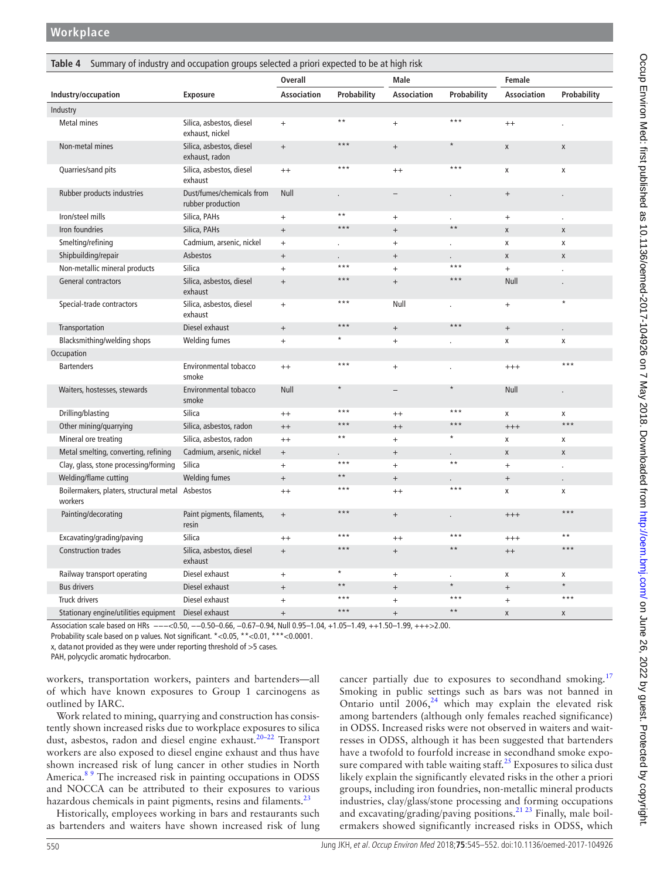**Table 4** Summary of industry and occupation groups selected a priori expected to be at high risk

| | | Overall | | Male | | Female | |
|---|---|---|---|---|---|---|---|
| **Industry/occupation** | **Exposure** | **Association** | **Probability** | **Association** | **Probability** | **Association** | **Probability** |
| Industry | | | | | | | |
| Metal mines | Silica, asbestos, diesel exhaust, nickel | + | ** | + | *** | ++ | . |
| Non-metal mines | Silica, asbestos, diesel exhaust, radon | + | *** | + | * | x | x |
| Quarries/sand pits | Silica, asbestos, diesel exhaust | ++ | *** | ++ | *** | x | x |
| Rubber products industries | Dust/fumes/chemicals from rubber production | Null | . | – | . | + | . |
| Iron/steel mills | Silica, PAHs | + | ** | + | . | + | . |
| Iron foundries | Silica, PAHs | + | *** | + | ** | x | x |
| Smelting/refining | Cadmium, arsenic, nickel | + | . | + | . | x | x |
| Shipbuilding/repair | Asbestos | + | . | + | . | x | x |
| Non-metallic mineral products | Silica | + | *** | + | *** | + | . |
| General contractors | Silica, asbestos, diesel exhaust | + | *** | + | *** | Null | . |
| Special-trade contractors | Silica, asbestos, diesel exhaust | + | *** | Null | . | + | * |
| Transportation | Diesel exhaust | + | *** | + | *** | + | . |
| Blacksmithing/welding shops | Welding fumes | + | * | + | . | x | x |
| Occupation | | | | | | | |
| Bartenders | Environmental tobacco smoke | ++ | *** | + | . | +++ | *** |
| Waiters, hostesses, stewards | Environmental tobacco smoke | Null | * | – | * | Null | . |
| Drilling/blasting | Silica | ++ | *** | ++ | *** | x | x |
| Other mining/quarrying | Silica, asbestos, radon | ++ | *** | ++ | *** | +++ | *** |
| Mineral ore treating | Silica, asbestos, radon | ++ | ** | + | * | x | x |
| Metal smelting, converting, refining | Cadmium, arsenic, nickel | + | . | + | . | x | x |
| Clay, glass, stone processing/forming | Silica | + | *** | + | ** | + | . |
| Welding/flame cutting | Welding fumes | + | ** | + | . | + | . |
| Boilermakers, platers, structural metal workers | Asbestos | ++ | *** | ++ | *** | x | x |
| Painting/decorating | Paint pigments, filaments, resin | + | *** | + | . | +++ | *** |
| Excavating/grading/paving | Silica | ++ | *** | ++ | *** | +++ | ** |
| Construction trades | Silica, asbestos, diesel exhaust | + | *** | + | ** | ++ | *** |
| Railway transport operating | Diesel exhaust | + | * | + | . | x | x |
| Bus drivers | Diesel exhaust | + | ** | + | * | + | * |
| Truck drivers | Diesel exhaust | + | *** | + | *** | + | *** |
| Stationary engine/utilities equipment | Diesel exhaust | + | *** | + | ** | x | x |

Association scale based on HRs –––<0.50, ––0.50–0.66, –0.67–0.94, Null 0.95–1.04, +1.05–1.49, ++1.50–1.99, +++>2.00.

Probability scale based on p values. Not significant. *<0.05, **<0.01, ***<0.0001.

x, data not provided as they were under reporting threshold of >5 cases.

PAH, polycyclic aromatic hydrocarbon.

workers, transportation workers, painters and bartenders—all of which have known exposures to Group 1 carcinogens as outlined by IARC.

Work related to mining, quarrying and construction has consistently shown increased risks due to workplace exposures to silica dust, asbestos, radon and diesel engine exhaust.[20–22] Transport workers are also exposed to diesel engine exhaust and thus have shown increased risk of lung cancer in other studies in North America.[8 9] The increased risk in painting occupations in ODSS and NOCCA can be attributed to their exposures to various hazardous chemicals in paint pigments, resins and filaments.[23]

Historically, employees working in bars and restaurants such as bartenders and waiters have shown increased risk of lung cancer partially due to exposures to secondhand smoking.[17] Smoking in public settings such as bars was not banned in Ontario until 2006,[24] which may explain the elevated risk among bartenders (although only females reached significance) in ODSS. Increased risks were not observed in waiters and waitresses in ODSS, although it has been suggested that bartenders have a twofold to fourfold increase in secondhand smoke exposure compared with table waiting staff.[25] Exposures to silica dust likely explain the significantly elevated risks in the other a priori groups, including iron foundries, non-metallic mineral products industries, clay/glass/stone processing and forming occupations and excavating/grading/paving positions.[21 23] Finally, male boilermakers showed significantly increased risks in ODSS, which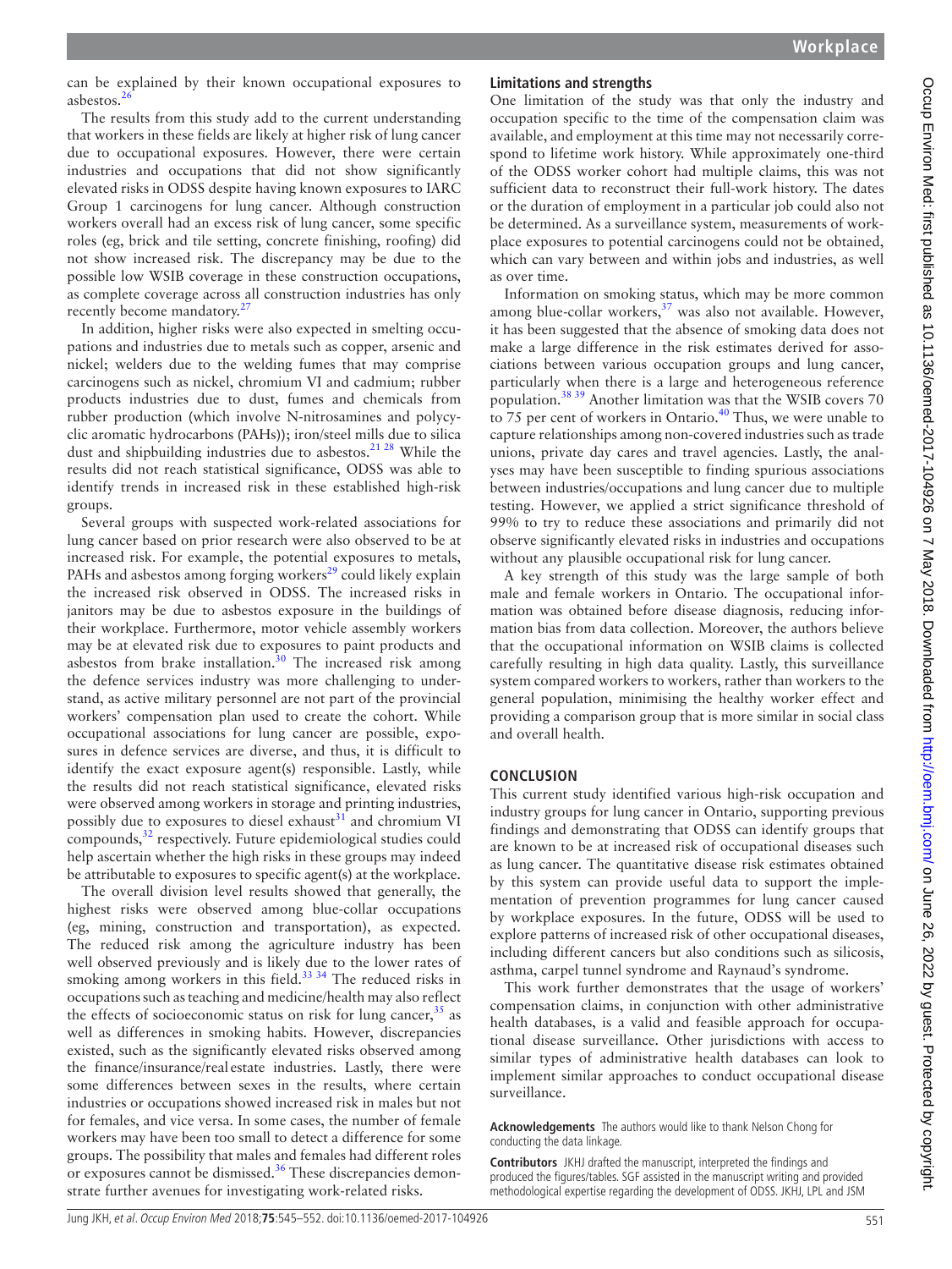can be explained by their known occupational exposures to asbestos.[26]

The results from this study add to the current understanding that workers in these fields are likely at higher risk of lung cancer due to occupational exposures. However, there were certain industries and occupations that did not show significantly elevated risks in ODSS despite having known exposures to IARC Group 1 carcinogens for lung cancer. Although construction workers overall had an excess risk of lung cancer, some specific roles (eg, brick and tile setting, concrete finishing, roofing) did not show increased risk. The discrepancy may be due to the possible low WSIB coverage in these construction occupations, as complete coverage across all construction industries has only recently become mandatory.[27]

In addition, higher risks were also expected in smelting occupations and industries due to metals such as copper, arsenic and nickel; welders due to the welding fumes that may comprise carcinogens such as nickel, chromium VI and cadmium; rubber products industries due to dust, fumes and chemicals from rubber production (which involve N-nitrosamines and polycyclic aromatic hydrocarbons (PAHs)); iron/steel mills due to silica dust and shipbuilding industries due to asbestos.[21,28] While the results did not reach statistical significance, ODSS was able to identify trends in increased risk in these established high-risk groups.

Several groups with suspected work-related associations for lung cancer based on prior research were also observed to be at increased risk. For example, the potential exposures to metals, PAHs and asbestos among forging workers[29] could likely explain the increased risk observed in ODSS. The increased risks in janitors may be due to asbestos exposure in the buildings of their workplace. Furthermore, motor vehicle assembly workers may be at elevated risk due to exposures to paint products and asbestos from brake installation.[30] The increased risk among the defence services industry was more challenging to understand, as active military personnel are not part of the provincial workers' compensation plan used to create the cohort. While occupational associations for lung cancer are possible, exposures in defence services are diverse, and thus, it is difficult to identify the exact exposure agent(s) responsible. Lastly, while the results did not reach statistical significance, elevated risks were observed among workers in storage and printing industries, possibly due to exposures to diesel exhaust[31] and chromium VI compounds,[32] respectively. Future epidemiological studies could help ascertain whether the high risks in these groups may indeed be attributable to exposures to specific agent(s) at the workplace.

The overall division level results showed that generally, the highest risks were observed among blue-collar occupations (eg, mining, construction and transportation), as expected. The reduced risk among the agriculture industry has been well observed previously and is likely due to the lower rates of smoking among workers in this field.[33,34] The reduced risks in occupations such as teaching and medicine/health may also reflect the effects of socioeconomic status on risk for lung cancer,[35] as well as differences in smoking habits. However, discrepancies existed, such as the significantly elevated risks observed among the finance/insurance/real estate industries. Lastly, there were some differences between sexes in the results, where certain industries or occupations showed increased risk in males but not for females, and vice versa. In some cases, the number of female workers may have been too small to detect a difference for some groups. The possibility that males and females had different roles or exposures cannot be dismissed.[36] These discrepancies demonstrate further avenues for investigating work-related risks.

## Limitations and strengths

One limitation of the study was that only the industry and occupation specific to the time of the compensation claim was available, and employment at this time may not necessarily correspond to lifetime work history. While approximately one-third of the ODSS worker cohort had multiple claims, this was not sufficient data to reconstruct their full-work history. The dates or the duration of employment in a particular job could also not be determined. As a surveillance system, measurements of workplace exposures to potential carcinogens could not be obtained, which can vary between and within jobs and industries, as well as over time.

Information on smoking status, which may be more common among blue-collar workers,[37] was also not available. However, it has been suggested that the absence of smoking data does not make a large difference in the risk estimates derived for associations between various occupation groups and lung cancer, particularly when there is a large and heterogeneous reference population.[38,39] Another limitation was that the WSIB covers 70 to 75 per cent of workers in Ontario.[40] Thus, we were unable to capture relationships among non-covered industries such as trade unions, private day cares and travel agencies. Lastly, the analyses may have been susceptible to finding spurious associations between industries/occupations and lung cancer due to multiple testing. However, we applied a strict significance threshold of 99% to try to reduce these associations and primarily did not observe significantly elevated risks in industries and occupations without any plausible occupational risk for lung cancer.

A key strength of this study was the large sample of both male and female workers in Ontario. The occupational information was obtained before disease diagnosis, reducing information bias from data collection. Moreover, the authors believe that the occupational information on WSIB claims is collected carefully resulting in high data quality. Lastly, this surveillance system compared workers to workers, rather than workers to the general population, minimising the healthy worker effect and providing a comparison group that is more similar in social class and overall health.

## CONCLUSION

This current study identified various high-risk occupation and industry groups for lung cancer in Ontario, supporting previous findings and demonstrating that ODSS can identify groups that are known to be at increased risk of occupational diseases such as lung cancer. The quantitative disease risk estimates obtained by this system can provide useful data to support the implementation of prevention programmes for lung cancer caused by workplace exposures. In the future, ODSS will be used to explore patterns of increased risk of other occupational diseases, including different cancers but also conditions such as silicosis, asthma, carpel tunnel syndrome and Raynaud's syndrome.

This work further demonstrates that the usage of workers' compensation claims, in conjunction with other administrative health databases, is a valid and feasible approach for occupational disease surveillance. Other jurisdictions with access to similar types of administrative health databases can look to implement similar approaches to conduct occupational disease surveillance.

**Acknowledgements** The authors would like to thank Nelson Chong for conducting the data linkage.

**Contributors** JKHJ drafted the manuscript, interpreted the findings and produced the figures/tables. SGF assisted in the manuscript writing and provided methodological expertise regarding the development of ODSS. JKHJ, LPL and JSM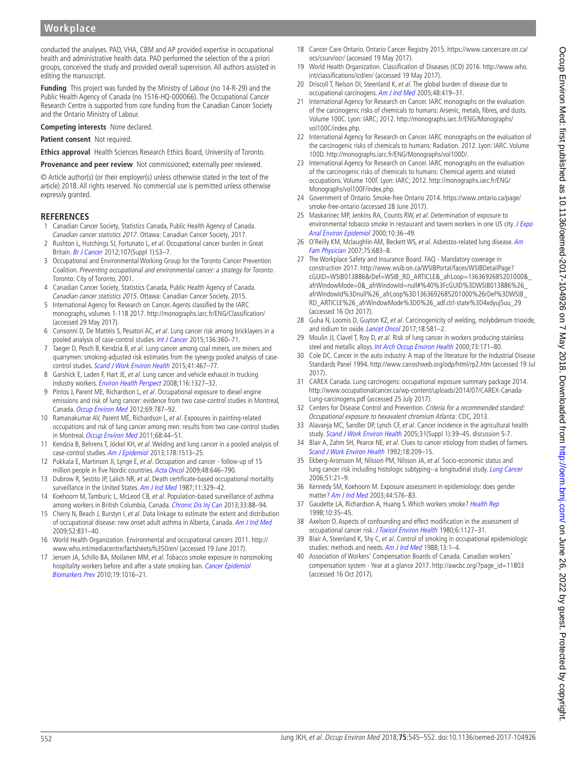conducted the analyses. PAD, VHA, CBM and AP provided expertise in occupational health and administrative health data. PAD performed the selection of the a priori groups, conceived the study and provided overall supervision. All authors assisted in editing the manuscript.

**Funding** This project was funded by the Ministry of Labour (no 14-R-29) and the Public Health Agency of Canada (no 1516-HQ-000066). The Occupational Cancer Research Centre is supported from core funding from the Canadian Cancer Society and the Ontario Ministry of Labour.

**Competing interests** None declared.

**Patient consent** Not required.

**Ethics approval** Health Sciences Research Ethics Board, University of Toronto.

**Provenance and peer review** Not commissioned; externally peer reviewed.

© Article author(s) (or their employer(s) unless otherwise stated in the text of the article) 2018. All rights reserved. No commercial use is permitted unless otherwise expressly granted.

## REFERENCES

1. Canadian Cancer Society, Statistics Canada, Public Health Agency of Canada. *Canadian cancer statistics 2017*. Ottawa: Canadian Cancer Society, 2017.
2. Rushton L, Hutchings SJ, Fortunato L, *et al*. Occupational cancer burden in Great Britain. *Br J Cancer* 2012;107(Suppl 1):S3–7.
3. Occupational and Environmental Working Group for the Toronto Cancer Prevention Coalition. *Preventing occupational and environmental cancer: a strategy for Toronto*. Toronto: City of Toronto, 2001.
4. Canadian Cancer Society, Statistics Canada, Public Health Agency of Canada. *Canadian cancer statistics 2015*. Ottawa: Canadian Cancer Society, 2015.
5. International Agency for Research on Cancer. Agents classified by the IARC monographs, volumes 1-118 2017. http://monographs.iarc.fr/ENG/Classification/ (accessed 29 May 2017).
6. Consonni D, De Matteis S, Pesatori AC, *et al*. Lung cancer risk among bricklayers in a pooled analysis of case-control studies. *Int J Cancer* 2015;136:360–71.
7. Taeger D, Pesch B, Kendzia B, *et al*. Lung cancer among coal miners, ore miners and quarrymen: smoking-adjusted risk estimates from the synergy pooled analysis of case-control studies. *Scand J Work Environ Health* 2015;41:467–77.
8. Garshick E, Laden F, Hart JE, *et al*. Lung cancer and vehicle exhaust in trucking industry workers. *Environ Health Perspect* 2008;116:1327–32.
9. Pintos J, Parent ME, Richardson L, *et al*. Occupational exposure to diesel engine emissions and risk of lung cancer: evidence from two case-control studies in Montreal, Canada. *Occup Environ Med* 2012;69:787–92.
10. Ramanakumar AV, Parent MÉ, Richardson L, *et al*. Exposures in painting-related occupations and risk of lung cancer among men: results from two case-control studies in Montreal. *Occup Environ Med* 2011;68:44–51.
11. Kendzia B, Behrens T, Jöckel KH, *et al*. Welding and lung cancer in a pooled analysis of case-control studies. *Am J Epidemiol* 2013;178:1513–25.
12. Pukkala E, Martinsen JI, Lynge E, *et al*. Occupation and cancer - follow-up of 15 million people in five Nordic countries. *Acta Oncol* 2009;48:646–790.
13. Dubrow R, Sestito JP, Lalich NR, *et al*. Death certificate-based occupational mortality surveillance in the United States. *Am J Ind Med* 1987;11:329–42.
14. Koehoorn M, Tamburic L, McLeod CB, *et al*. Population-based surveillance of asthma among workers in British Columbia, Canada. *Chronic Dis Inj Can* 2013;33:88–94.
15. Cherry N, Beach J, Burstyn I, *et al*. Data linkage to estimate the extent and distribution of occupational disease: new onset adult asthma in Alberta, Canada. *Am J Ind Med* 2009;52:831–40.
16. World Health Organization. Environmental and occupational cancers 2011. http://www.who.int/mediacentre/factsheets/fs350/en/ (accessed 19 June 2017).
17. Jensen JA, Schillo BA, Moilanen MM, *et al*. Tobacco smoke exposure in nonsmoking hospitality workers before and after a state smoking ban. *Cancer Epidemiol Biomarkers Prev* 2010;19:1016–21.
18. Cancer Care Ontario. Ontario Cancer Registry 2015. https://www.cancercare.on.ca/ocs/csurv/ocr/ (accessed 19 May 2017).
19. World Health Organization. Classification of Diseases (ICD) 2016. http://www.who.int/classifications/icd/en/ (accessed 19 May 2017).
20. Driscoll T, Nelson DI, Steenland K, *et al*. The global burden of disease due to occupational carcinogens. *Am J Ind Med* 2005;48:419–31.
21. International Agency for Research on Cancer. IARC monographs on the evaluation of the carcinogenic risks of chemicals to humans: Arsenic, metals, fibres, and dusts. Volume 100C. Lyon: IARC; 2012. http://monographs.iarc.fr/ENG/Monographs/vol100C/index.php.
22. International Agency for Research on Cancer. IARC monographs on the evaluation of the carcinogenic risks of chemicals to humans: Radiation. 2012. Lyon: IARC. Volume 100D. http://monographs.iarc.fr/ENG/Monographs/vol100D/.
23. International Agency for Research on Cancer. IARC monographs on the evaluation of the carcinogenic risks of chemicals to humans: Chemical agents and related occupations. Volume 100F. Lyon: IARC; 2012. http://monographs.iarc.fr/ENG/Monographs/vol100F/index.php.
24. Government of Ontario. Smoke-free Ontario 2014. https://www.ontario.ca/page/smoke-free-ontario (accessed 28 June 2017).
25. Maskarinec MP, Jenkins RA, Counts RW, *et al*. Determination of exposure to environmental tobacco smoke in restaurant and tavern workers in one US city. *J Expo Anal Environ Epidemiol* 2000;10:36–49.
26. O'Reilly KM, Mclaughlin AM, Beckett WS, *et al*. Asbestos-related lung disease. *Am Fam Physician* 2007;75:683–8.
27. The Workplace Safety and Insurance Board. FAQ - Mandatory coverage in construction 2017. http://www.wsib.on.ca/WSIBPortal/faces/WSIBDetailPage?cGUID=WSIB013886&rDef=WSIB_RD_ARTICLE&_afrLoop=1363692685201000&_afrWindowMode=0&_afrWindowId=null#%40%3FcGUID%3DWSIB013886%26_afrWindowId%3Dnull%26_afrLoop%3D1363692685201000%26rDef%3DWSIB_RD_ARTICLE%26_afrWindowMode%3D0%26_adf.ctrl-state%3D4xdyuj5uu_29 (accessed 16 Oct 2017).
28. Guha N, Loomis D, Guyton KZ, *et al*. Carcinogenicity of welding, molybdenum trioxide, and indium tin oxide. *Lancet Oncol* 2017;18:581–2.
29. Moulin JJ, Clavel T, Roy D, *et al*. Risk of lung cancer in workers producing stainless steel and metallic alloys. *Int Arch Occup Environ Health* 2000;73:171–80.
30. Cole DC. Cancer in the auto industry: A map of the literature for the Industrial Disease Standards Panel 1994. http://www.canoshweb.org/odp/html/rp2.htm (accessed 19 Jul 2017).
31. CAREX Canada. Lung carcinogens: occupational exposure summary package 2014. http://www.occupationalcancer.ca/wp-content/uploads/2014/07/CAREX-Canada-Lung-carcinogens.pdf (accessed 25 July 2017).
32. Centers for Disease Control and Prevention. *Criteria for a recommended standard: Occupational exposure to hexavalent chromium Atlanta*: CDC, 2013.
33. Alavanja MC, Sandler DP, Lynch CF, *et al*. Cancer incidence in the agricultural health study. *Scand J Work Environ Health* 2005;31(Suppl 1):39–45. discussion 5-7.
34. Blair A, Zahm SH, Pearce NE, *et al*. Clues to cancer etiology from studies of farmers. *Scand J Work Environ Health* 1992;18:209–15.
35. Ekberg-Aronsson M, Nilsson PM, Nilsson JA, *et al*. Socio-economic status and lung cancer risk including histologic subtyping--a longitudinal study. *Lung Cancer* 2006;51:21–9.
36. Kennedy SM, Koehoorn M. Exposure assessment in epidemiology: does gender matter? *Am J Ind Med* 2003;44:576–83.
37. Gaudette LA, Richardson A, Huang S. Which workers smoke? *Health Rep* 1998;10:35–45.
38. Axelson O. Aspects of confounding and effect modification in the assessment of occupational cancer risk. *J Toxicol Environ Health* 1980;6:1127–31.
39. Blair A, Steenland K, Shy C, *et al*. Control of smoking in occupational epidemiologic studies: methods and needs. *Am J Ind Med* 1988;13:1–4.
40. Association of Workers' Compensation Boards of Canada. Canadian workers' compensation system - Year at a glance 2017. http://awcbc.org/?page_id=11803 (accessed 16 Oct 2017).